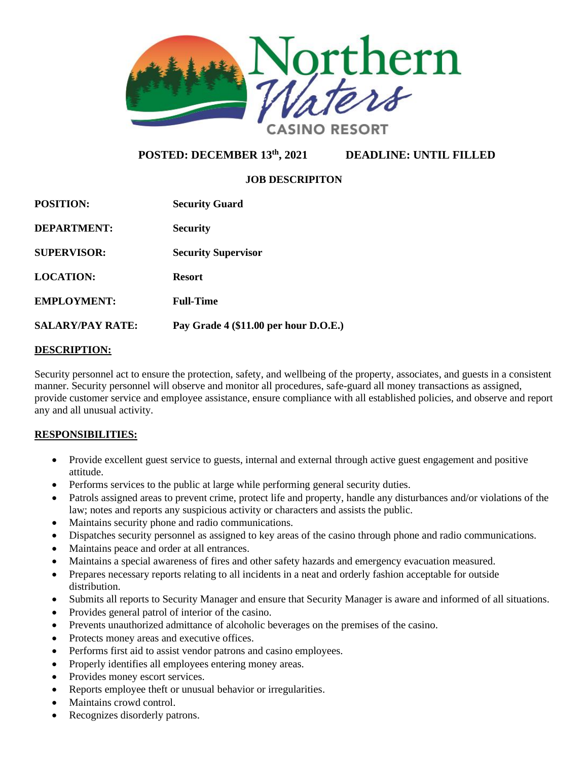Northern Waters CASINO RESORT

**POSTED: DECEMBER 13th, 2021** **DEADLINE: UNTIL FILLED**

**JOB DESCRIPITON**

| | |
|---|---|
| **POSITION:** | **Security Guard** |
| **DEPARTMENT:** | **Security** |
| **SUPERVISOR:** | **Security Supervisor** |
| **LOCATION:** | **Resort** |
| **EMPLOYMENT:** | **Full-Time** |
| **SALARY/PAY RATE:** | **Pay Grade 4 ($11.00 per hour D.O.E.)** |

## DESCRIPTION:

Security personnel act to ensure the protection, safety, and wellbeing of the property, associates, and guests in a consistent manner. Security personnel will observe and monitor all procedures, safe-guard all money transactions as assigned, provide customer service and employee assistance, ensure compliance with all established policies, and observe and report any and all unusual activity.

## RESPONSIBILITIES:

- Provide excellent guest service to guests, internal and external through active guest engagement and positive attitude.
- Performs services to the public at large while performing general security duties.
- Patrols assigned areas to prevent crime, protect life and property, handle any disturbances and/or violations of the law; notes and reports any suspicious activity or characters and assists the public.
- Maintains security phone and radio communications.
- Dispatches security personnel as assigned to key areas of the casino through phone and radio communications.
- Maintains peace and order at all entrances.
- Maintains a special awareness of fires and other safety hazards and emergency evacuation measured.
- Prepares necessary reports relating to all incidents in a neat and orderly fashion acceptable for outside distribution.
- Submits all reports to Security Manager and ensure that Security Manager is aware and informed of all situations.
- Provides general patrol of interior of the casino.
- Prevents unauthorized admittance of alcoholic beverages on the premises of the casino.
- Protects money areas and executive offices.
- Performs first aid to assist vendor patrons and casino employees.
- Properly identifies all employees entering money areas.
- Provides money escort services.
- Reports employee theft or unusual behavior or irregularities.
- Maintains crowd control.
- Recognizes disorderly patrons.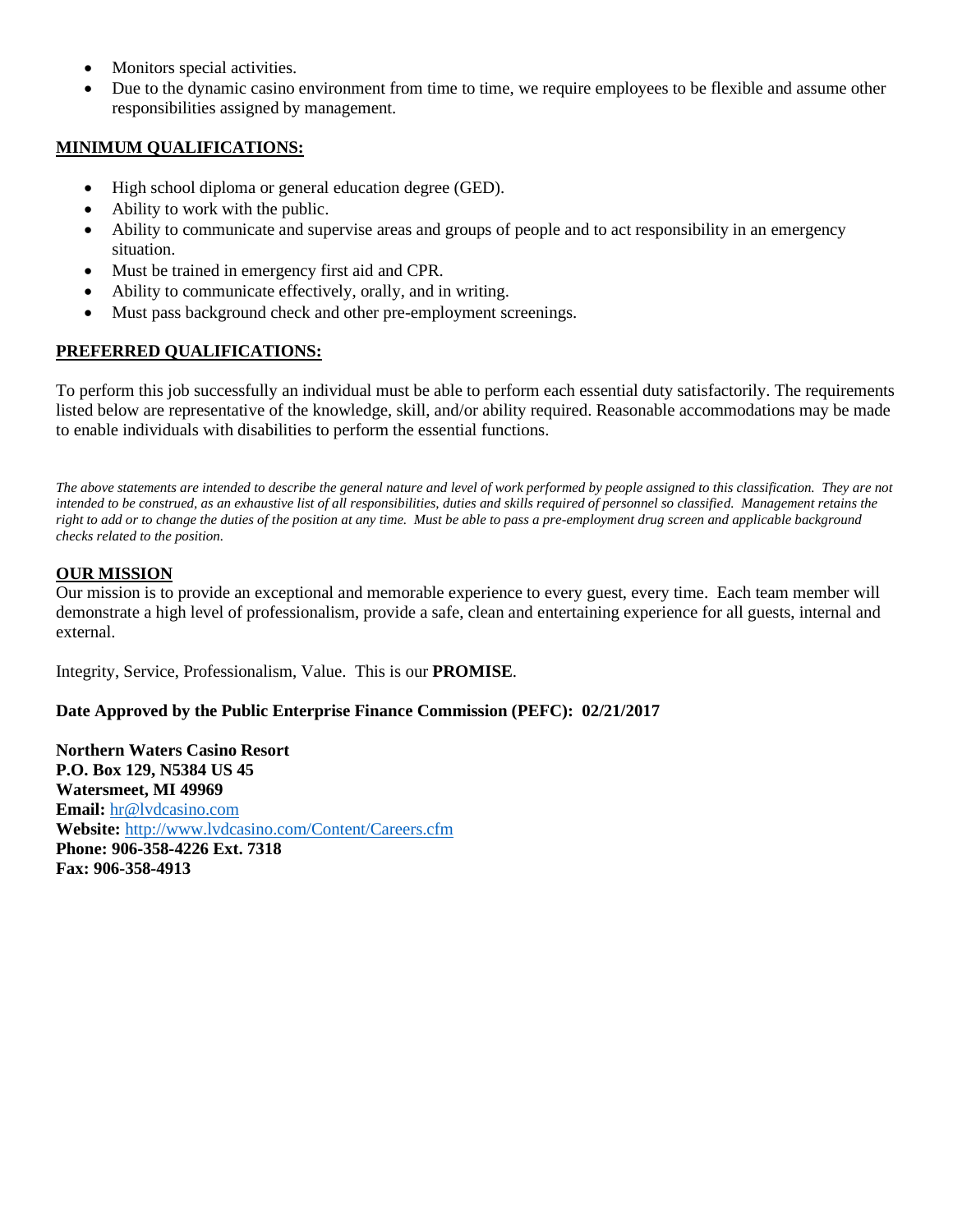- Monitors special activities.
- Due to the dynamic casino environment from time to time, we require employees to be flexible and assume other responsibilities assigned by management.

## MINIMUM QUALIFICATIONS:

- High school diploma or general education degree (GED).
- Ability to work with the public.
- Ability to communicate and supervise areas and groups of people and to act responsibility in an emergency situation.
- Must be trained in emergency first aid and CPR.
- Ability to communicate effectively, orally, and in writing.
- Must pass background check and other pre-employment screenings.

## PREFERRED QUALIFICATIONS:

To perform this job successfully an individual must be able to perform each essential duty satisfactorily. The requirements listed below are representative of the knowledge, skill, and/or ability required. Reasonable accommodations may be made to enable individuals with disabilities to perform the essential functions.

*The above statements are intended to describe the general nature and level of work performed by people assigned to this classification. They are not intended to be construed, as an exhaustive list of all responsibilities, duties and skills required of personnel so classified. Management retains the right to add or to change the duties of the position at any time. Must be able to pass a pre-employment drug screen and applicable background checks related to the position.*

## OUR MISSION

Our mission is to provide an exceptional and memorable experience to every guest, every time. Each team member will demonstrate a high level of professionalism, provide a safe, clean and entertaining experience for all guests, internal and external.

Integrity, Service, Professionalism, Value. This is our **PROMISE**.

**Date Approved by the Public Enterprise Finance Commission (PEFC): 02/21/2017**

**Northern Waters Casino Resort**
**P.O. Box 129, N5384 US 45**
**Watersmeet, MI 49969**
**Email:** hr@lvdcasino.com
**Website:** http://www.lvdcasino.com/Content/Careers.cfm
**Phone: 906-358-4226 Ext. 7318**
**Fax: 906-358-4913**